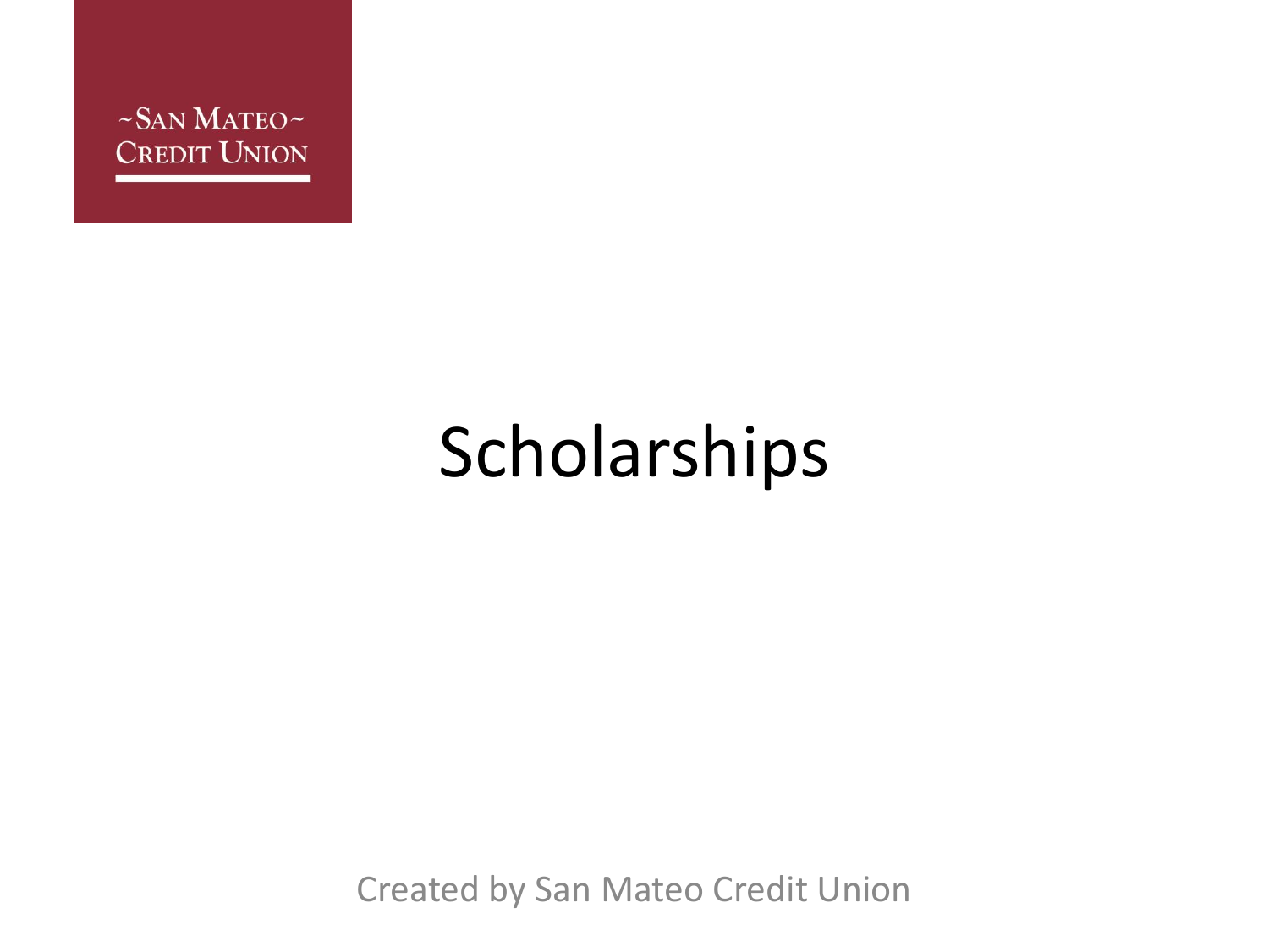~San Mateo~
Credit Union

# Scholarships

Created by San Mateo Credit Union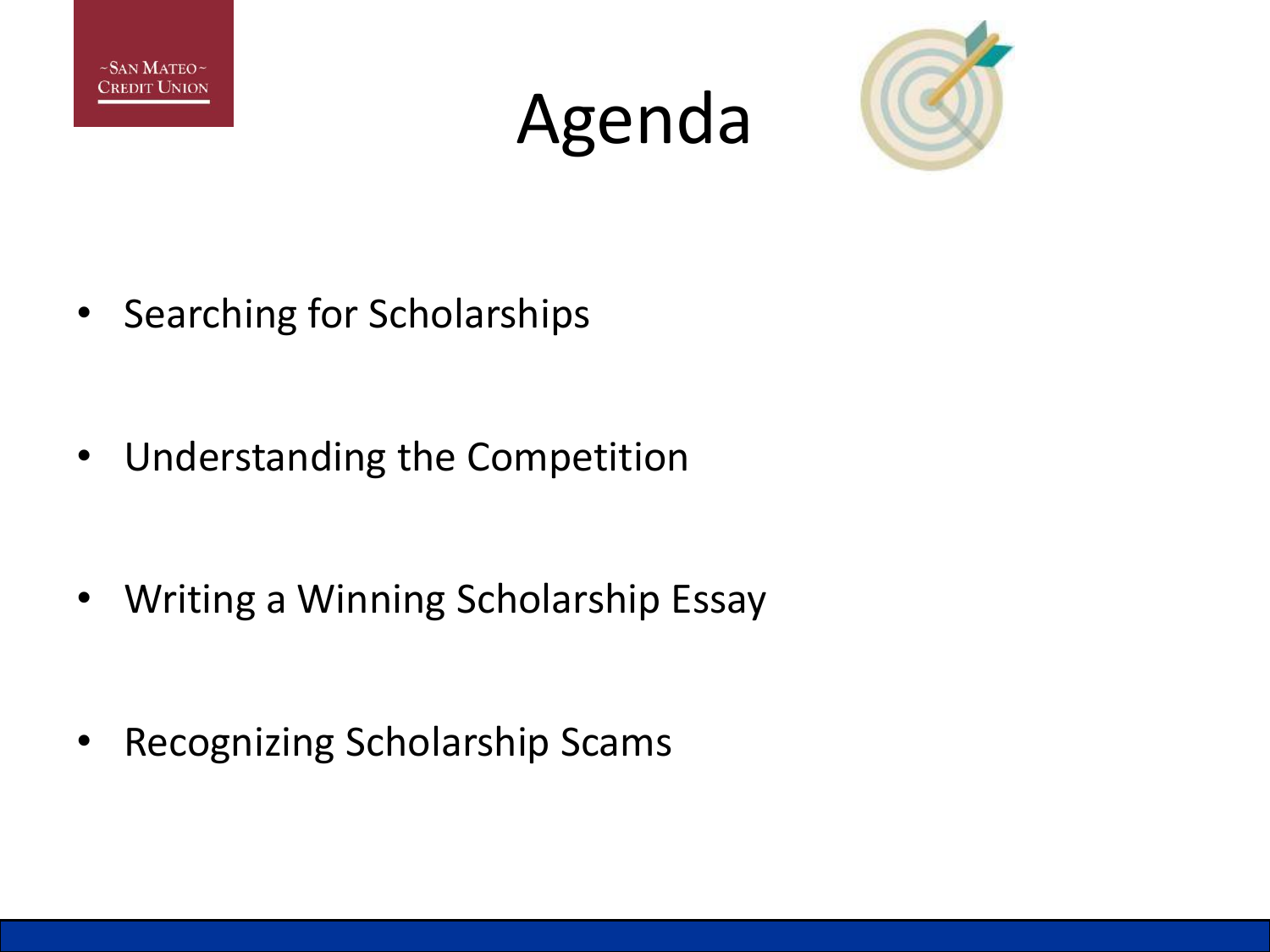# Agenda

- Searching for Scholarships
- Understanding the Competition
- Writing a Winning Scholarship Essay
- Recognizing Scholarship Scams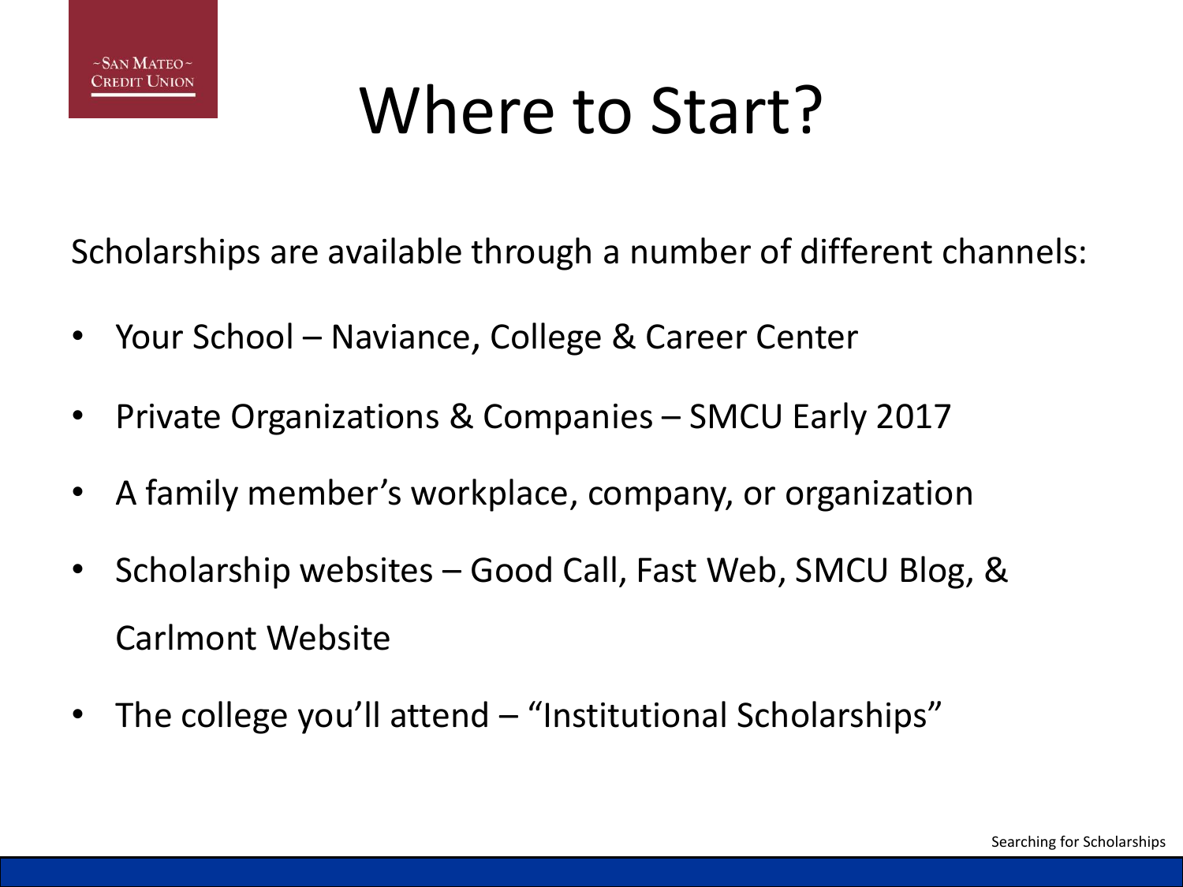# Where to Start?

Scholarships are available through a number of different channels:

- Your School – Naviance, College & Career Center
- Private Organizations & Companies – SMCU Early 2017
- A family member's workplace, company, or organization
- Scholarship websites – Good Call, Fast Web, SMCU Blog, & Carlmont Website
- The college you'll attend – "Institutional Scholarships"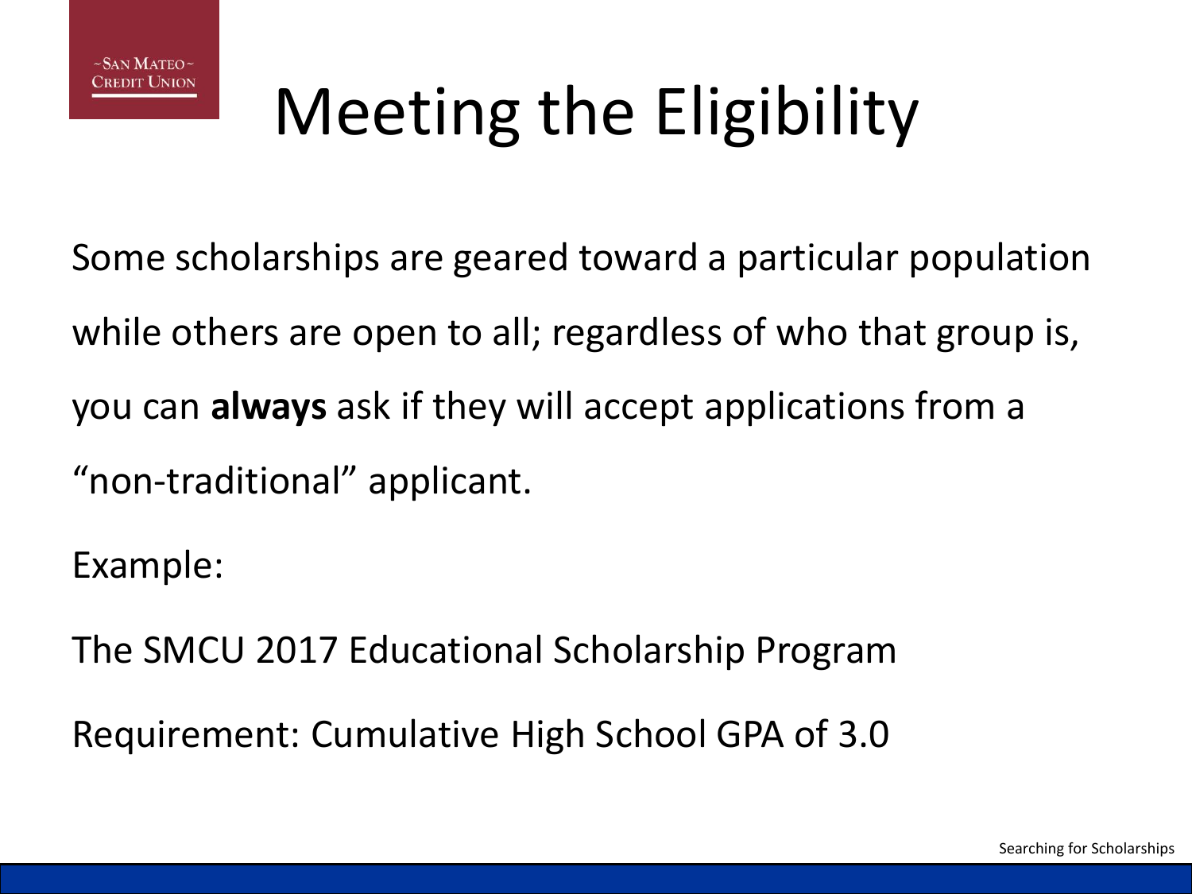# Meeting the Eligibility

Some scholarships are geared toward a particular population while others are open to all; regardless of who that group is, you can **always** ask if they will accept applications from a "non-traditional" applicant.

Example:

The SMCU 2017 Educational Scholarship Program

Requirement: Cumulative High School GPA of 3.0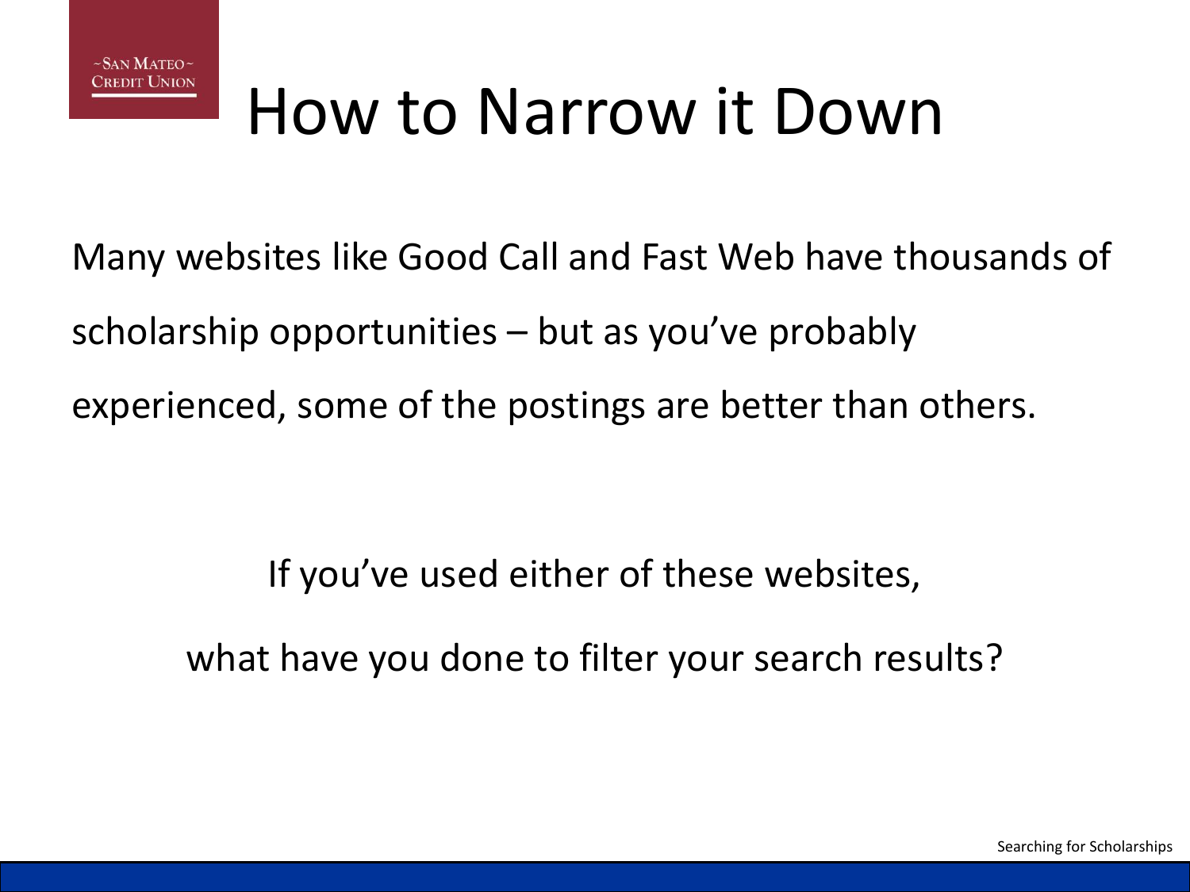# How to Narrow it Down

Many websites like Good Call and Fast Web have thousands of scholarship opportunities – but as you've probably experienced, some of the postings are better than others.

If you've used either of these websites,

what have you done to filter your search results?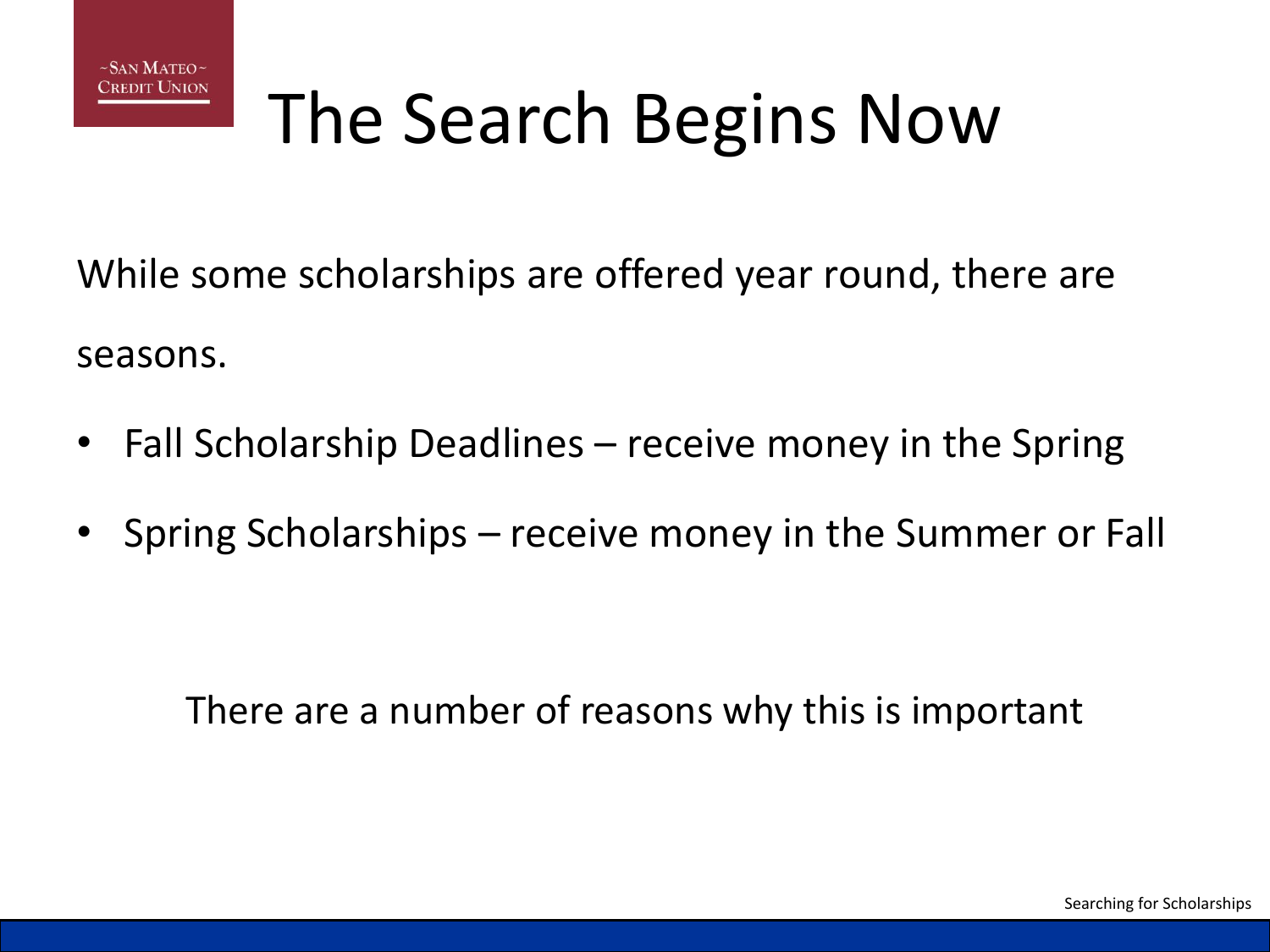# The Search Begins Now

While some scholarships are offered year round, there are seasons.

- Fall Scholarship Deadlines – receive money in the Spring
- Spring Scholarships – receive money in the Summer or Fall

There are a number of reasons why this is important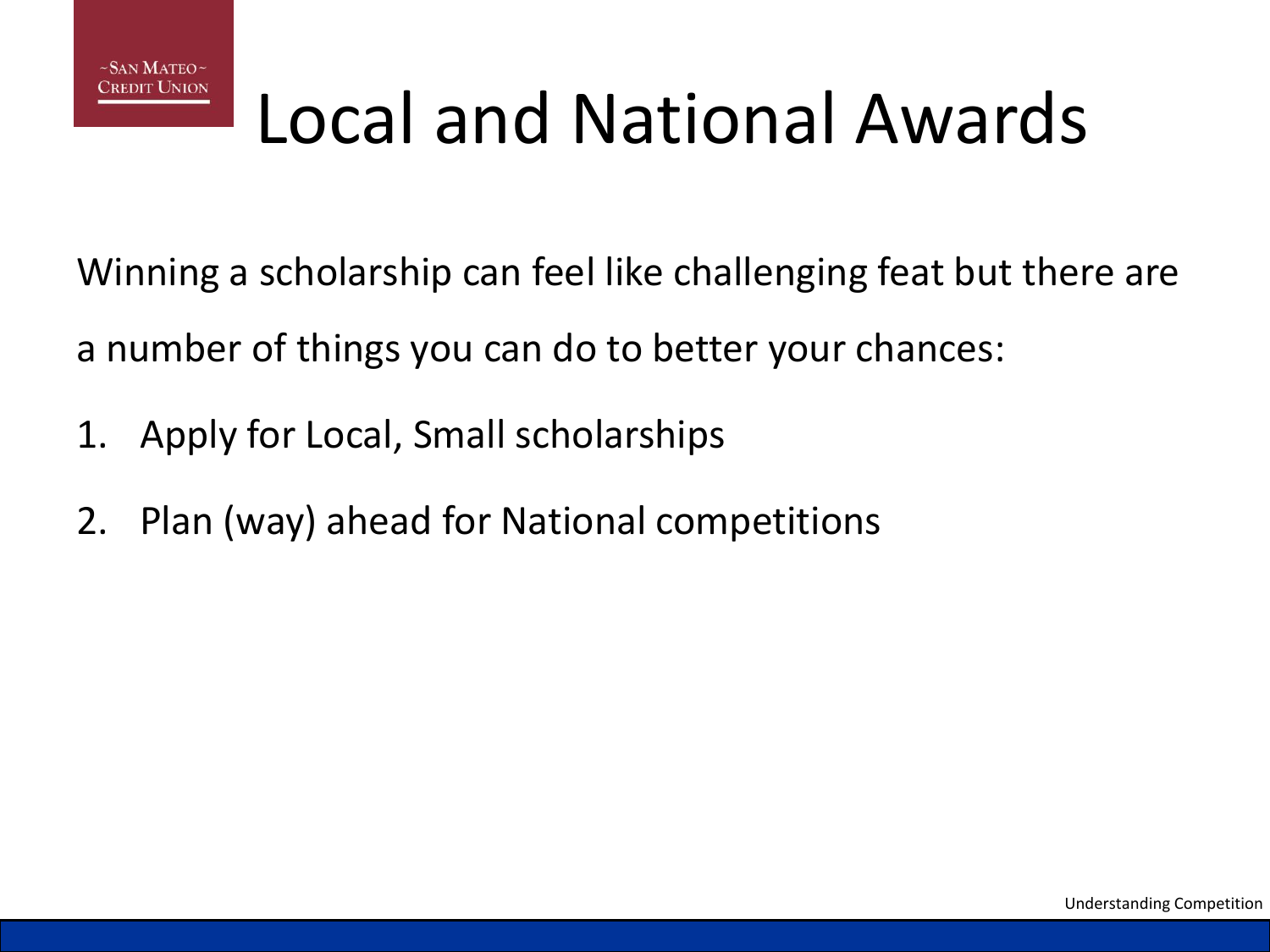# Local and National Awards

Winning a scholarship can feel like challenging feat but there are a number of things you can do to better your chances:

1. Apply for Local, Small scholarships
2. Plan (way) ahead for National competitions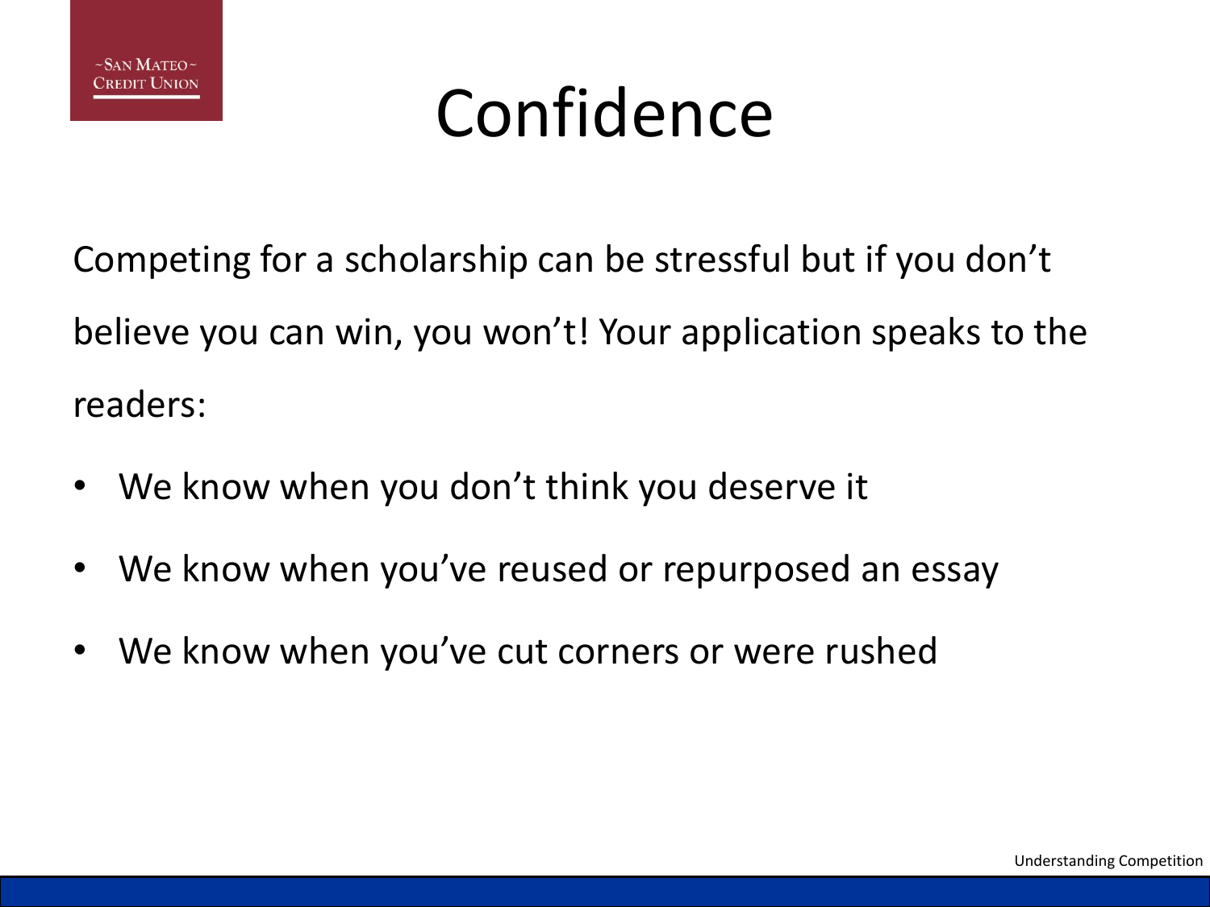# Confidence

Competing for a scholarship can be stressful but if you don't believe you can win, you won't! Your application speaks to the readers:

- We know when you don't think you deserve it
- We know when you've reused or repurposed an essay
- We know when you've cut corners or were rushed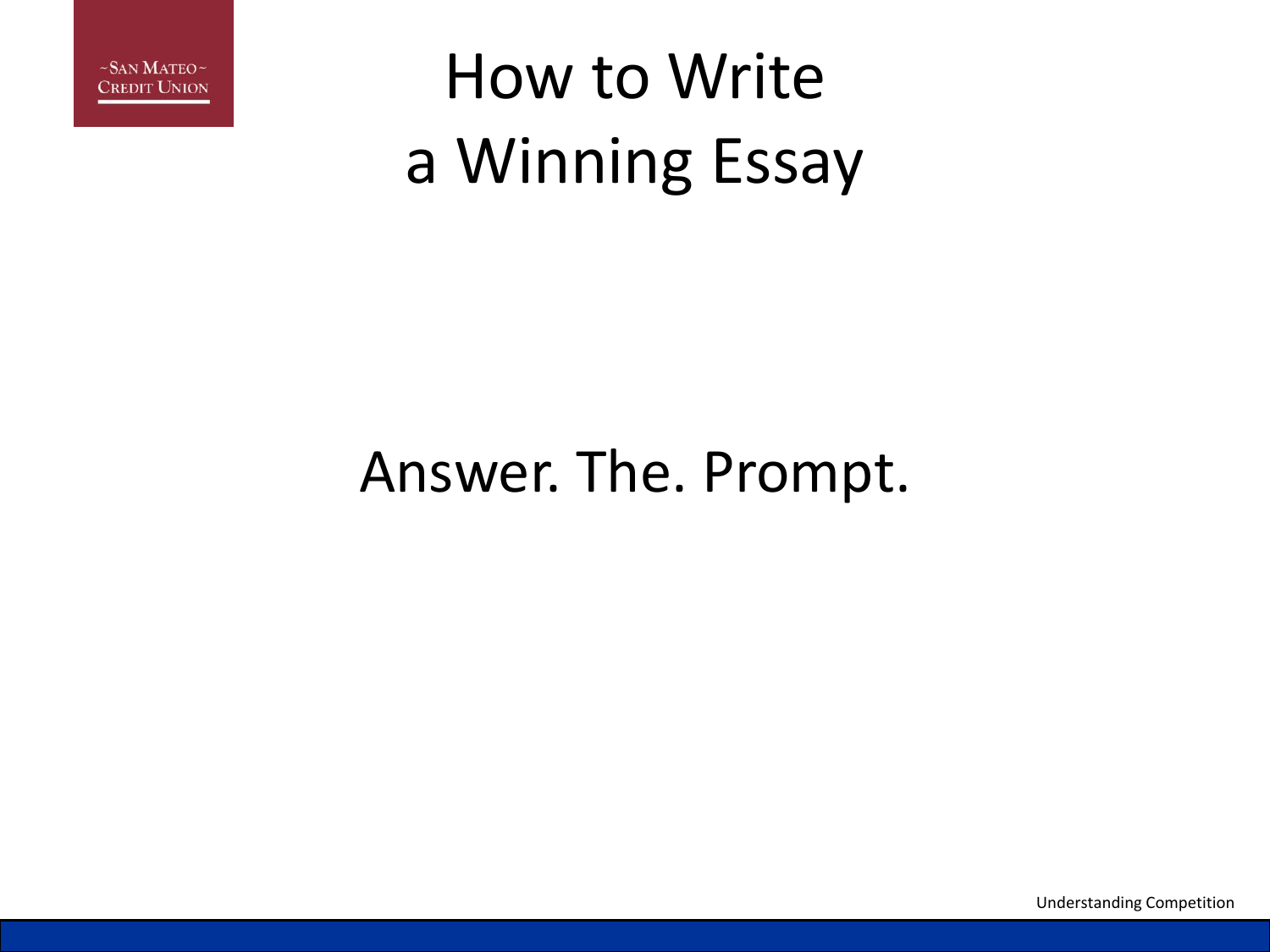# How to Write a Winning Essay

Answer. The. Prompt.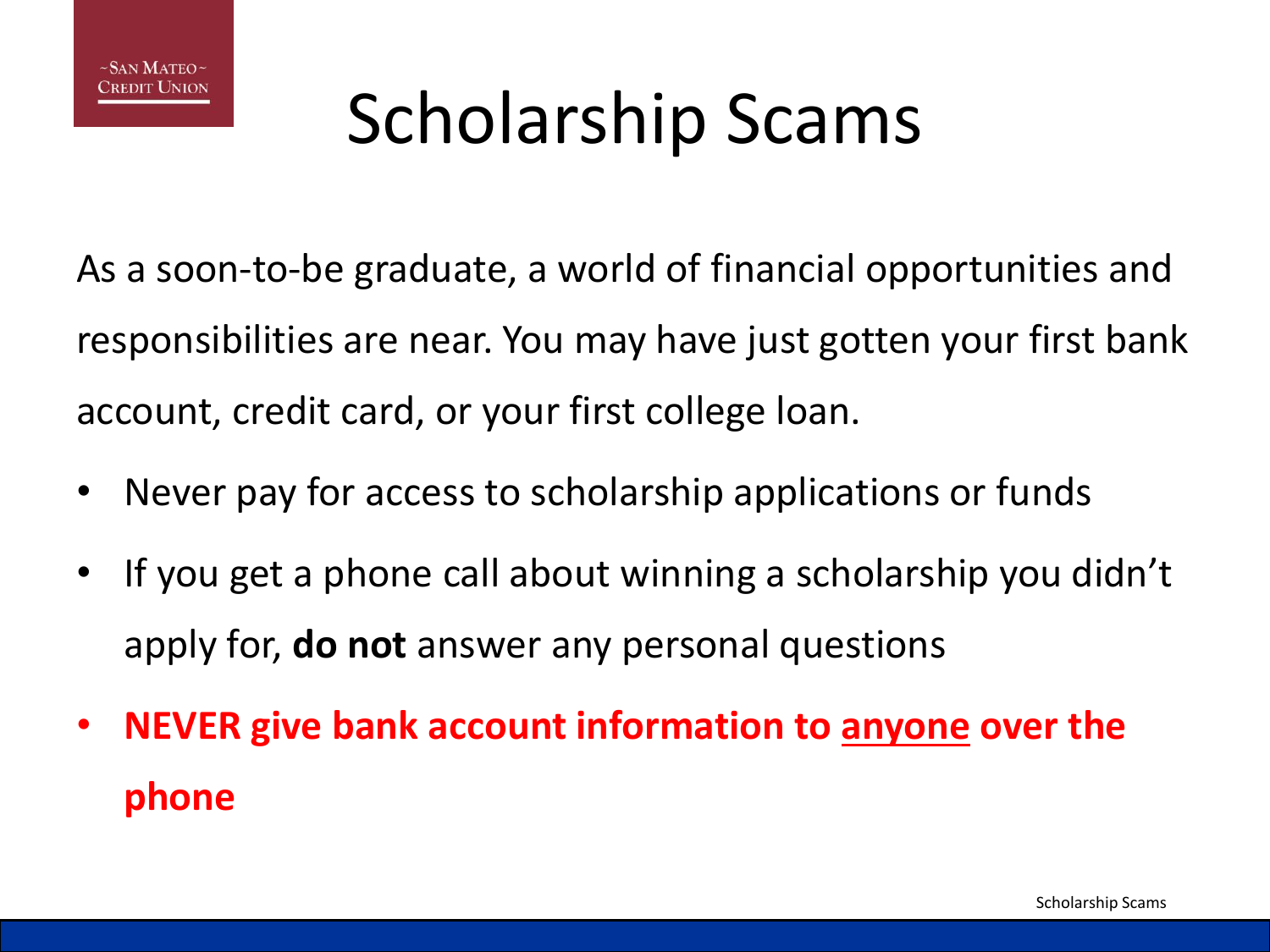# Scholarship Scams

As a soon-to-be graduate, a world of financial opportunities and responsibilities are near. You may have just gotten your first bank account, credit card, or your first college loan.

- Never pay for access to scholarship applications or funds
- If you get a phone call about winning a scholarship you didn't apply for, **do not** answer any personal questions
- **NEVER give bank account information to <u>anyone</u> over the phone**